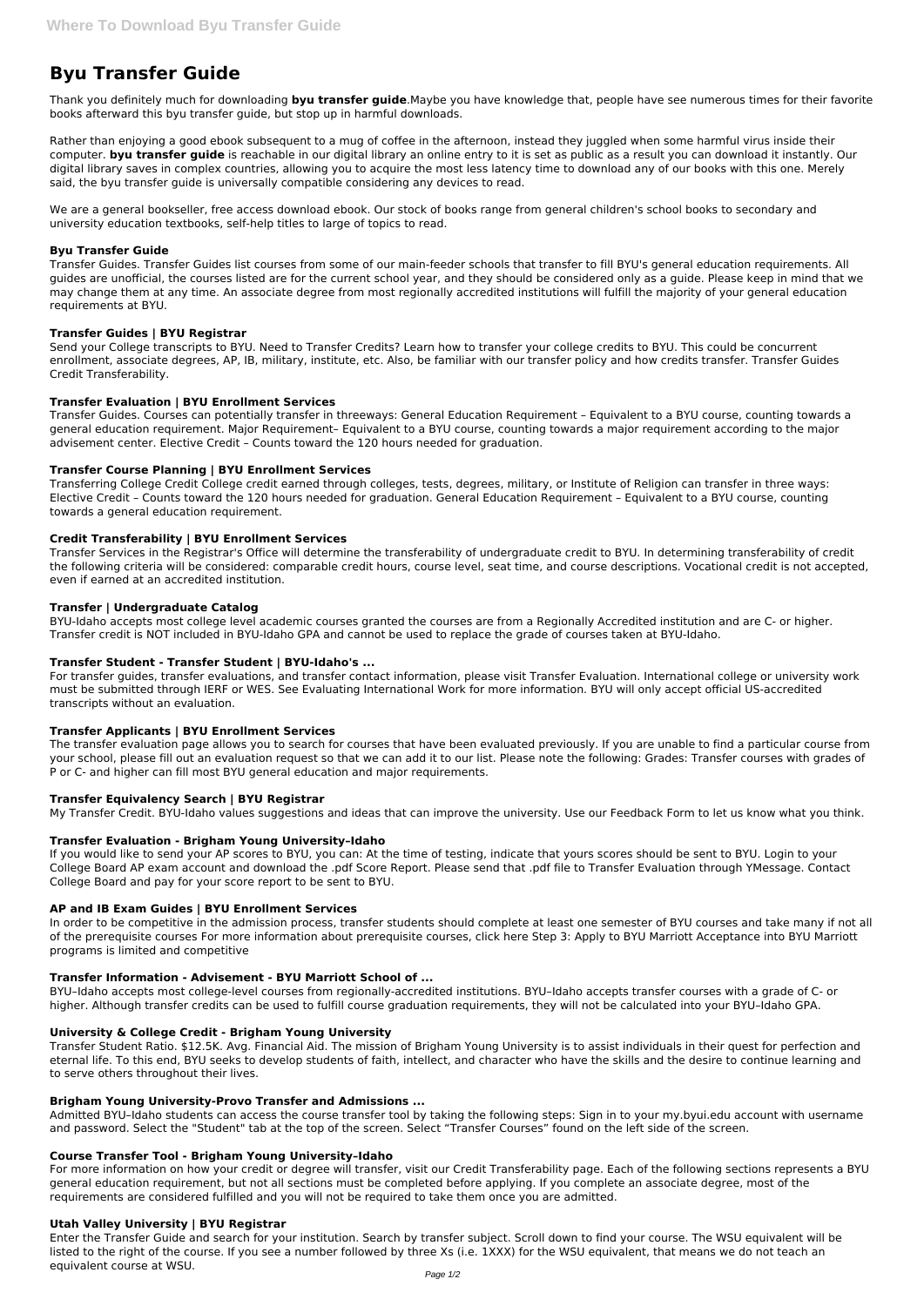# Byu Transfer Guide

Thank you definitely much for downloading **byu transfer guide**.Maybe you have knowledge that, people have see numerous times for their favorite books afterward this byu transfer guide, but stop up in harmful downloads.

Rather than enjoying a good ebook subsequent to a mug of coffee in the afternoon, instead they juggled when some harmful virus inside their computer. **byu transfer guide** is reachable in our digital library an online entry to it is set as public as a result you can download it instantly. Our digital library saves in complex countries, allowing you to acquire the most less latency time to download any of our books with this one. Merely said, the byu transfer guide is universally compatible considering any devices to read.

We are a general bookseller, free access download ebook. Our stock of books range from general children's school books to secondary and university education textbooks, self-help titles to large of topics to read.

### Byu Transfer Guide

Transfer Guides. Transfer Guides list courses from some of our main-feeder schools that transfer to fill BYU's general education requirements. All guides are unofficial, the courses listed are for the current school year, and they should be considered only as a guide. Please keep in mind that we may change them at any time. An associate degree from most regionally accredited institutions will fulfill the majority of your general education requirements at BYU.

### Transfer Guides | BYU Registrar

Send your College transcripts to BYU. Need to Transfer Credits? Learn how to transfer your college credits to BYU. This could be concurrent enrollment, associate degrees, AP, IB, military, institute, etc. Also, be familiar with our transfer policy and how credits transfer. Transfer Guides Credit Transferability.

### Transfer Evaluation | BYU Enrollment Services

Transfer Guides. Courses can potentially transfer in threeways: General Education Requirement – Equivalent to a BYU course, counting towards a general education requirement. Major Requirement– Equivalent to a BYU course, counting towards a major requirement according to the major advisement center. Elective Credit – Counts toward the 120 hours needed for graduation.

### Transfer Course Planning | BYU Enrollment Services

Transferring College Credit College credit earned through colleges, tests, degrees, military, or Institute of Religion can transfer in three ways: Elective Credit – Counts toward the 120 hours needed for graduation. General Education Requirement – Equivalent to a BYU course, counting towards a general education requirement.

### Credit Transferability | BYU Enrollment Services

Transfer Services in the Registrar's Office will determine the transferability of undergraduate credit to BYU. In determining transferability of credit the following criteria will be considered: comparable credit hours, course level, seat time, and course descriptions. Vocational credit is not accepted, even if earned at an accredited institution.

### Transfer | Undergraduate Catalog

BYU-Idaho accepts most college level academic courses granted the courses are from a Regionally Accredited institution and are C- or higher. Transfer credit is NOT included in BYU-Idaho GPA and cannot be used to replace the grade of courses taken at BYU-Idaho.

### Transfer Student - Transfer Student | BYU-Idaho's ...

For transfer guides, transfer evaluations, and transfer contact information, please visit Transfer Evaluation. International college or university work must be submitted through IERF or WES. See Evaluating International Work for more information. BYU will only accept official US-accredited transcripts without an evaluation.

### Transfer Applicants | BYU Enrollment Services

The transfer evaluation page allows you to search for courses that have been evaluated previously. If you are unable to find a particular course from your school, please fill out an evaluation request so that we can add it to our list. Please note the following: Grades: Transfer courses with grades of P or C- and higher can fill most BYU general education and major requirements.

### Transfer Equivalency Search | BYU Registrar

My Transfer Credit. BYU-Idaho values suggestions and ideas that can improve the university. Use our Feedback Form to let us know what you think.

### Transfer Evaluation - Brigham Young University–Idaho

If you would like to send your AP scores to BYU, you can: At the time of testing, indicate that yours scores should be sent to BYU. Login to your College Board AP exam account and download the .pdf Score Report. Please send that .pdf file to Transfer Evaluation through YMessage. Contact College Board and pay for your score report to be sent to BYU.

### AP and IB Exam Guides | BYU Enrollment Services

In order to be competitive in the admission process, transfer students should complete at least one semester of BYU courses and take many if not all of the prerequisite courses For more information about prerequisite courses, click here Step 3: Apply to BYU Marriott Acceptance into BYU Marriott programs is limited and competitive

### Transfer Information - Advisement - BYU Marriott School of ...

BYU–Idaho accepts most college-level courses from regionally-accredited institutions. BYU–Idaho accepts transfer courses with a grade of C- or higher. Although transfer credits can be used to fulfill course graduation requirements, they will not be calculated into your BYU–Idaho GPA.

### University & College Credit - Brigham Young University

Transfer Student Ratio. $12.5K. Avg. Financial Aid. The mission of Brigham Young University is to assist individuals in their quest for perfection and eternal life. To this end, BYU seeks to develop students of faith, intellect, and character who have the skills and the desire to continue learning and to serve others throughout their lives.

### Brigham Young University-Provo Transfer and Admissions ...

Admitted BYU–Idaho students can access the course transfer tool by taking the following steps: Sign in to your my.byui.edu account with username and password. Select the "Student" tab at the top of the screen. Select “Transfer Courses” found on the left side of the screen.

### Course Transfer Tool - Brigham Young University–Idaho

For more information on how your credit or degree will transfer, visit our Credit Transferability page. Each of the following sections represents a BYU general education requirement, but not all sections must be completed before applying. If you complete an associate degree, most of the requirements are considered fulfilled and you will not be required to take them once you are admitted.

### Utah Valley University | BYU Registrar

Enter the Transfer Guide and search for your institution. Search by transfer subject. Scroll down to find your course. The WSU equivalent will be listed to the right of the course. If you see a number followed by three Xs (i.e. 1XXX) for the WSU equivalent, that means we do not teach an equivalent course at WSU.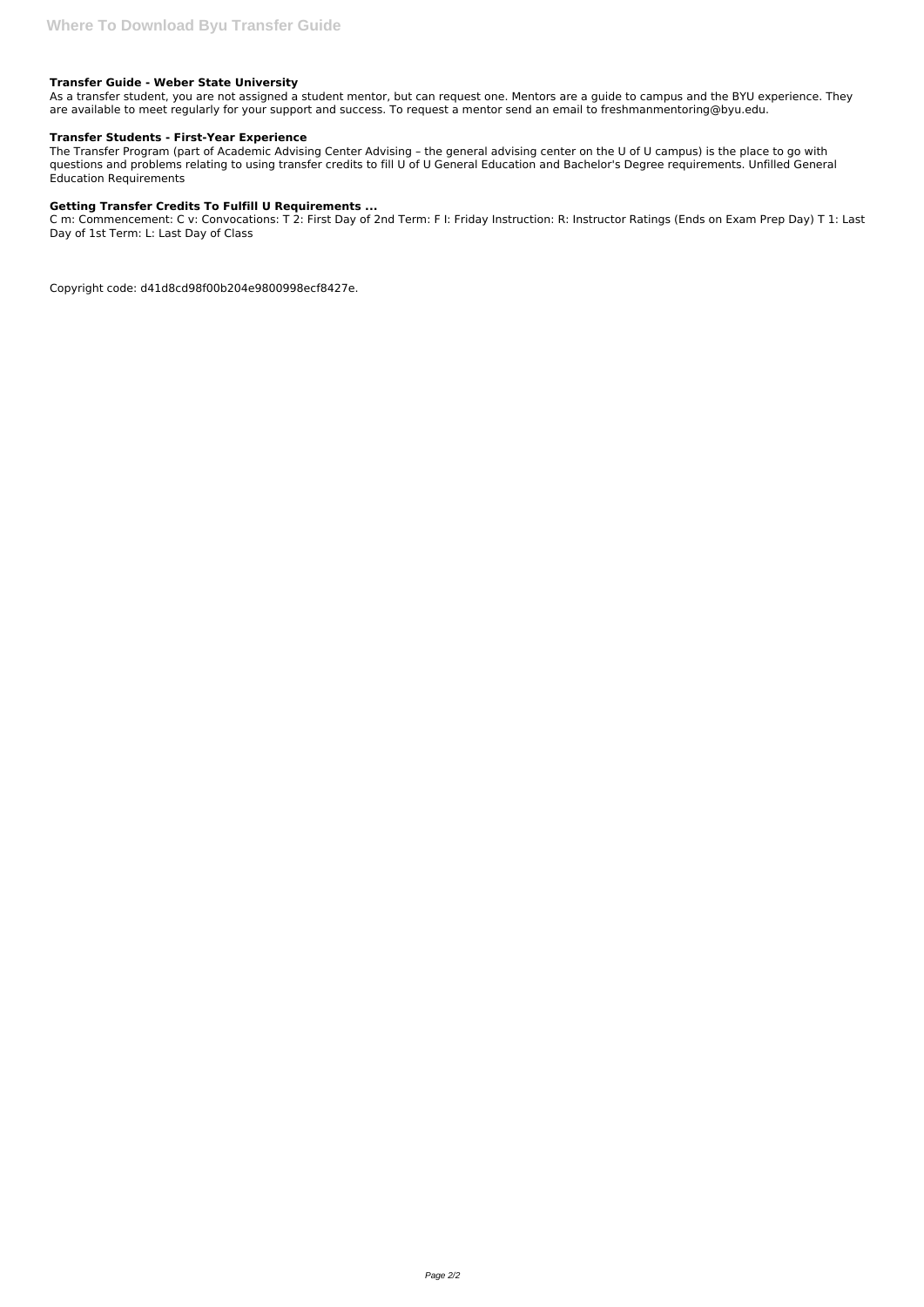**Transfer Guide - Weber State University**

As a transfer student, you are not assigned a student mentor, but can request one. Mentors are a guide to campus and the BYU experience. They are available to meet regularly for your support and success. To request a mentor send an email to freshmanmentoring@byu.edu.

**Transfer Students - First-Year Experience**

The Transfer Program (part of Academic Advising Center Advising – the general advising center on the U of U campus) is the place to go with questions and problems relating to using transfer credits to fill U of U General Education and Bachelor's Degree requirements. Unfilled General Education Requirements

**Getting Transfer Credits To Fulfill U Requirements ...**

C m: Commencement: C v: Convocations: T 2: First Day of 2nd Term: F I: Friday Instruction: R: Instructor Ratings (Ends on Exam Prep Day) T 1: Last Day of 1st Term: L: Last Day of Class

Copyright code: d41d8cd98f00b204e9800998ecf8427e.